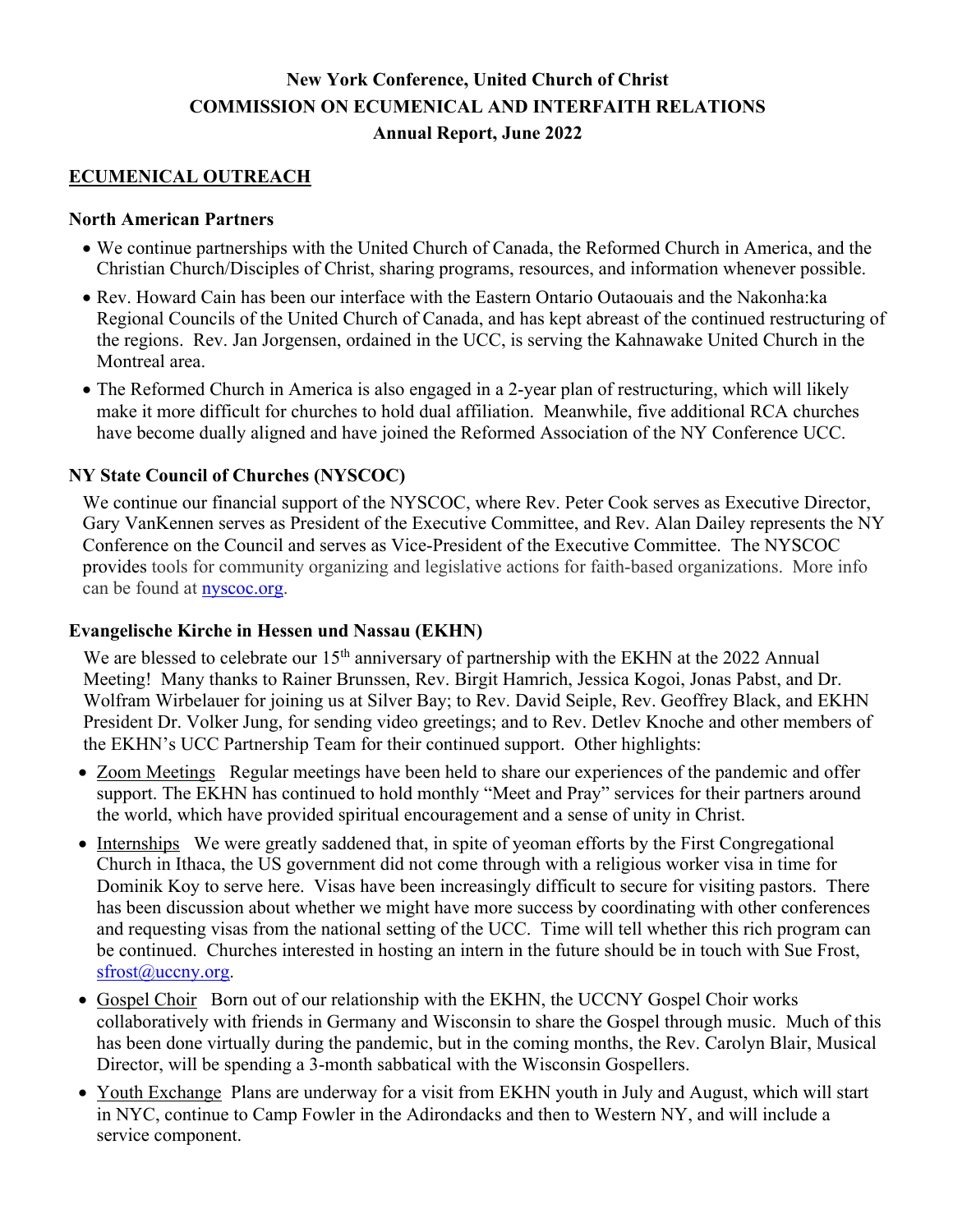**New York Conference, United Church of Christ**
**COMMISSION ON ECUMENICAL AND INTERFAITH RELATIONS**
**Annual Report, June 2022**

## ECUMENICAL OUTREACH

### North American Partners

- We continue partnerships with the United Church of Canada, the Reformed Church in America, and the Christian Church/Disciples of Christ, sharing programs, resources, and information whenever possible.
- Rev. Howard Cain has been our interface with the Eastern Ontario Outaouais and the Nakonha:ka Regional Councils of the United Church of Canada, and has kept abreast of the continued restructuring of the regions. Rev. Jan Jorgensen, ordained in the UCC, is serving the Kahnawake United Church in the Montreal area.
- The Reformed Church in America is also engaged in a 2-year plan of restructuring, which will likely make it more difficult for churches to hold dual affiliation. Meanwhile, five additional RCA churches have become dually aligned and have joined the Reformed Association of the NY Conference UCC.

### NY State Council of Churches (NYSCOC)

We continue our financial support of the NYSCOC, where Rev. Peter Cook serves as Executive Director, Gary VanKennen serves as President of the Executive Committee, and Rev. Alan Dailey represents the NY Conference on the Council and serves as Vice-President of the Executive Committee. The NYSCOC provides tools for community organizing and legislative actions for faith-based organizations. More info can be found at nyscoc.org.

### Evangelische Kirche in Hessen und Nassau (EKHN)

We are blessed to celebrate our 15th anniversary of partnership with the EKHN at the 2022 Annual Meeting! Many thanks to Rainer Brunssen, Rev. Birgit Hamrich, Jessica Kogoi, Jonas Pabst, and Dr. Wolfram Wirbelauer for joining us at Silver Bay; to Rev. David Seiple, Rev. Geoffrey Black, and EKHN President Dr. Volker Jung, for sending video greetings; and to Rev. Detlev Knoche and other members of the EKHN's UCC Partnership Team for their continued support. Other highlights:

- Zoom Meetings   Regular meetings have been held to share our experiences of the pandemic and offer support. The EKHN has continued to hold monthly "Meet and Pray" services for their partners around the world, which have provided spiritual encouragement and a sense of unity in Christ.
- Internships   We were greatly saddened that, in spite of yeoman efforts by the First Congregational Church in Ithaca, the US government did not come through with a religious worker visa in time for Dominik Koy to serve here. Visas have been increasingly difficult to secure for visiting pastors. There has been discussion about whether we might have more success by coordinating with other conferences and requesting visas from the national setting of the UCC. Time will tell whether this rich program can be continued. Churches interested in hosting an intern in the future should be in touch with Sue Frost, sfrost@uccny.org.
- Gospel Choir   Born out of our relationship with the EKHN, the UCCNY Gospel Choir works collaboratively with friends in Germany and Wisconsin to share the Gospel through music. Much of this has been done virtually during the pandemic, but in the coming months, the Rev. Carolyn Blair, Musical Director, will be spending a 3-month sabbatical with the Wisconsin Gospellers.
- Youth Exchange   Plans are underway for a visit from EKHN youth in July and August, which will start in NYC, continue to Camp Fowler in the Adirondacks and then to Western NY, and will include a service component.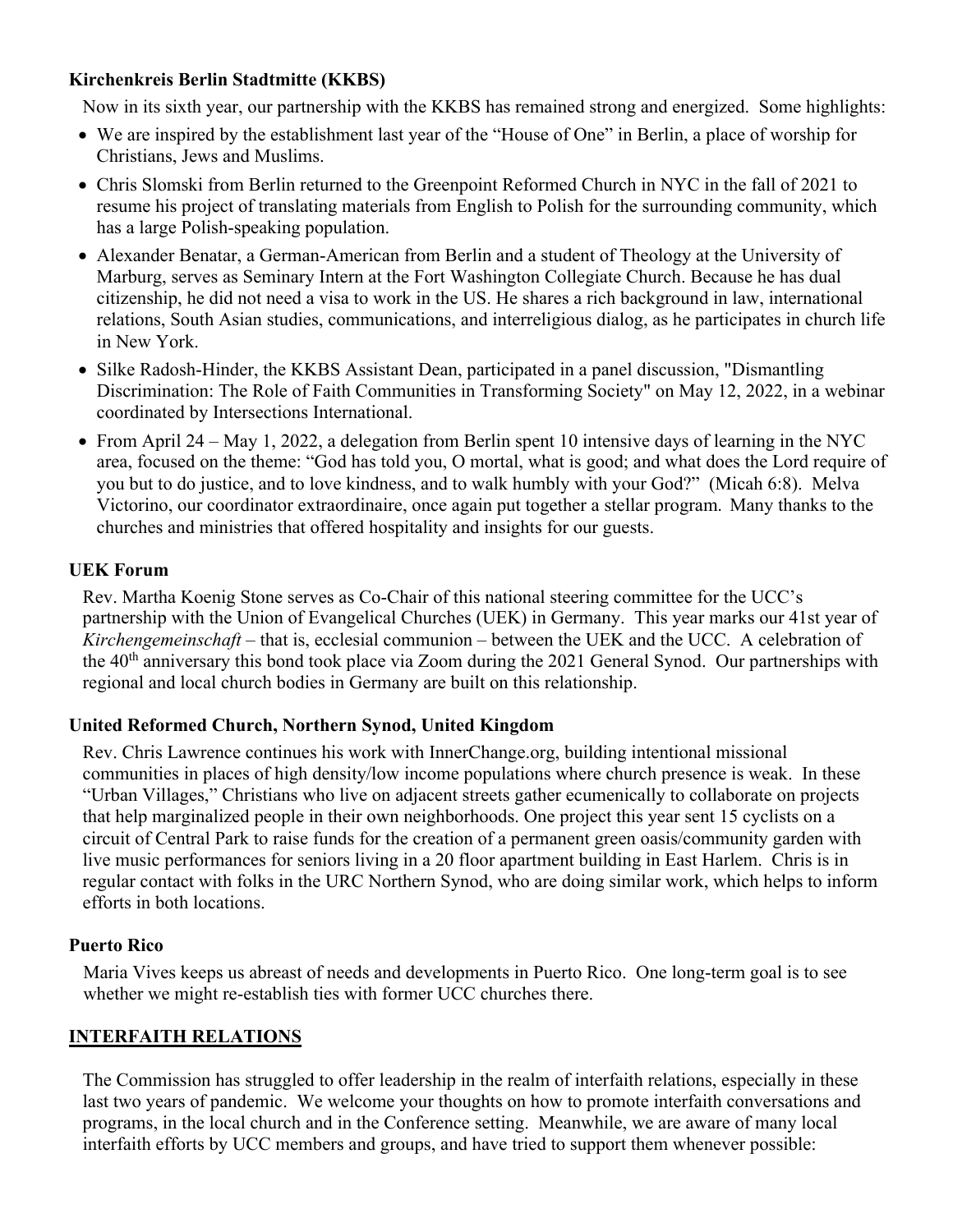**Kirchenkreis Berlin Stadtmitte (KKBS)**

Now in its sixth year, our partnership with the KKBS has remained strong and energized. Some highlights:

- We are inspired by the establishment last year of the "House of One" in Berlin, a place of worship for Christians, Jews and Muslims.
- Chris Slomski from Berlin returned to the Greenpoint Reformed Church in NYC in the fall of 2021 to resume his project of translating materials from English to Polish for the surrounding community, which has a large Polish-speaking population.
- Alexander Benatar, a German-American from Berlin and a student of Theology at the University of Marburg, serves as Seminary Intern at the Fort Washington Collegiate Church. Because he has dual citizenship, he did not need a visa to work in the US. He shares a rich background in law, international relations, South Asian studies, communications, and interreligious dialog, as he participates in church life in New York.
- Silke Radosh-Hinder, the KKBS Assistant Dean, participated in a panel discussion, "Dismantling Discrimination: The Role of Faith Communities in Transforming Society" on May 12, 2022, in a webinar coordinated by Intersections International.
- From April 24 – May 1, 2022, a delegation from Berlin spent 10 intensive days of learning in the NYC area, focused on the theme: "God has told you, O mortal, what is good; and what does the Lord require of you but to do justice, and to love kindness, and to walk humbly with your God?" (Micah 6:8). Melva Victorino, our coordinator extraordinaire, once again put together a stellar program. Many thanks to the churches and ministries that offered hospitality and insights for our guests.

**UEK Forum**

Rev. Martha Koenig Stone serves as Co-Chair of this national steering committee for the UCC's partnership with the Union of Evangelical Churches (UEK) in Germany. This year marks our 41st year of *Kirchengemeinschaft* – that is, ecclesial communion – between the UEK and the UCC. A celebration of the 40th anniversary this bond took place via Zoom during the 2021 General Synod. Our partnerships with regional and local church bodies in Germany are built on this relationship.

**United Reformed Church, Northern Synod, United Kingdom**

Rev. Chris Lawrence continues his work with InnerChange.org, building intentional missional communities in places of high density/low income populations where church presence is weak. In these "Urban Villages," Christians who live on adjacent streets gather ecumenically to collaborate on projects that help marginalized people in their own neighborhoods. One project this year sent 15 cyclists on a circuit of Central Park to raise funds for the creation of a permanent green oasis/community garden with live music performances for seniors living in a 20 floor apartment building in East Harlem. Chris is in regular contact with folks in the URC Northern Synod, who are doing similar work, which helps to inform efforts in both locations.

**Puerto Rico**

Maria Vives keeps us abreast of needs and developments in Puerto Rico. One long-term goal is to see whether we might re-establish ties with former UCC churches there.

## INTERFAITH RELATIONS

The Commission has struggled to offer leadership in the realm of interfaith relations, especially in these last two years of pandemic. We welcome your thoughts on how to promote interfaith conversations and programs, in the local church and in the Conference setting. Meanwhile, we are aware of many local interfaith efforts by UCC members and groups, and have tried to support them whenever possible: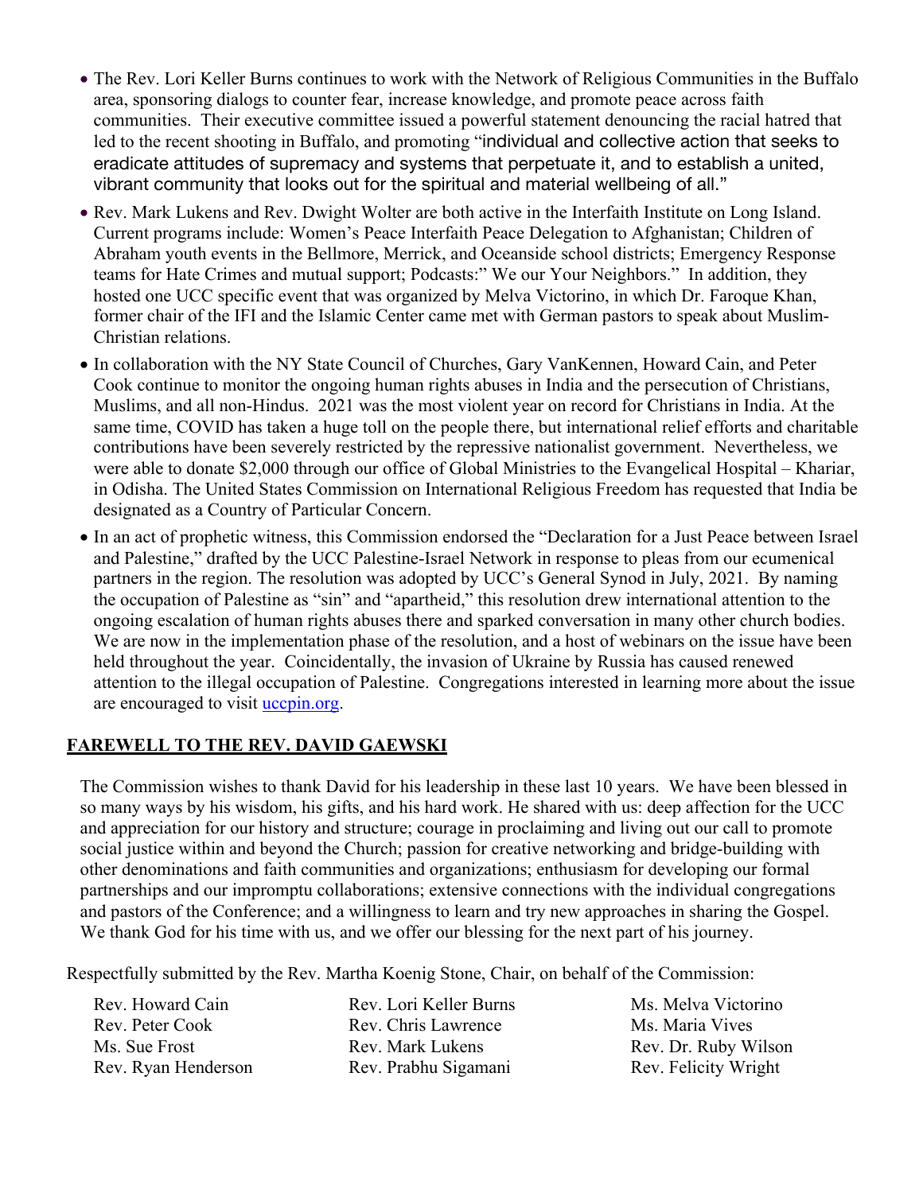- The Rev. Lori Keller Burns continues to work with the Network of Religious Communities in the Buffalo area, sponsoring dialogs to counter fear, increase knowledge, and promote peace across faith communities. Their executive committee issued a powerful statement denouncing the racial hatred that led to the recent shooting in Buffalo, and promoting "individual and collective action that seeks to eradicate attitudes of supremacy and systems that perpetuate it, and to establish a united, vibrant community that looks out for the spiritual and material wellbeing of all."
- Rev. Mark Lukens and Rev. Dwight Wolter are both active in the Interfaith Institute on Long Island. Current programs include: Women's Peace Interfaith Peace Delegation to Afghanistan; Children of Abraham youth events in the Bellmore, Merrick, and Oceanside school districts; Emergency Response teams for Hate Crimes and mutual support; Podcasts:" We our Your Neighbors." In addition, they hosted one UCC specific event that was organized by Melva Victorino, in which Dr. Faroque Khan, former chair of the IFI and the Islamic Center came met with German pastors to speak about Muslim-Christian relations.
- In collaboration with the NY State Council of Churches, Gary VanKennen, Howard Cain, and Peter Cook continue to monitor the ongoing human rights abuses in India and the persecution of Christians, Muslims, and all non-Hindus. 2021 was the most violent year on record for Christians in India. At the same time, COVID has taken a huge toll on the people there, but international relief efforts and charitable contributions have been severely restricted by the repressive nationalist government. Nevertheless, we were able to donate $2,000 through our office of Global Ministries to the Evangelical Hospital – Khariar, in Odisha. The United States Commission on International Religious Freedom has requested that India be designated as a Country of Particular Concern.
- In an act of prophetic witness, this Commission endorsed the "Declaration for a Just Peace between Israel and Palestine," drafted by the UCC Palestine-Israel Network in response to pleas from our ecumenical partners in the region. The resolution was adopted by UCC's General Synod in July, 2021. By naming the occupation of Palestine as "sin" and "apartheid," this resolution drew international attention to the ongoing escalation of human rights abuses there and sparked conversation in many other church bodies. We are now in the implementation phase of the resolution, and a host of webinars on the issue have been held throughout the year. Coincidentally, the invasion of Ukraine by Russia has caused renewed attention to the illegal occupation of Palestine. Congregations interested in learning more about the issue are encouraged to visit [uccpin.org](uccpin.org).

## FAREWELL TO THE REV. DAVID GAEWSKI

The Commission wishes to thank David for his leadership in these last 10 years. We have been blessed in so many ways by his wisdom, his gifts, and his hard work. He shared with us: deep affection for the UCC and appreciation for our history and structure; courage in proclaiming and living out our call to promote social justice within and beyond the Church; passion for creative networking and bridge-building with other denominations and faith communities and organizations; enthusiasm for developing our formal partnerships and our impromptu collaborations; extensive connections with the individual congregations and pastors of the Conference; and a willingness to learn and try new approaches in sharing the Gospel. We thank God for his time with us, and we offer our blessing for the next part of his journey.

Respectfully submitted by the Rev. Martha Koenig Stone, Chair, on behalf of the Commission:

Rev. Howard Cain
Rev. Peter Cook
Ms. Sue Frost
Rev. Ryan Henderson
Rev. Lori Keller Burns
Rev. Chris Lawrence
Rev. Mark Lukens
Rev. Prabhu Sigamani
Ms. Melva Victorino
Ms. Maria Vives
Rev. Dr. Ruby Wilson
Rev. Felicity Wright